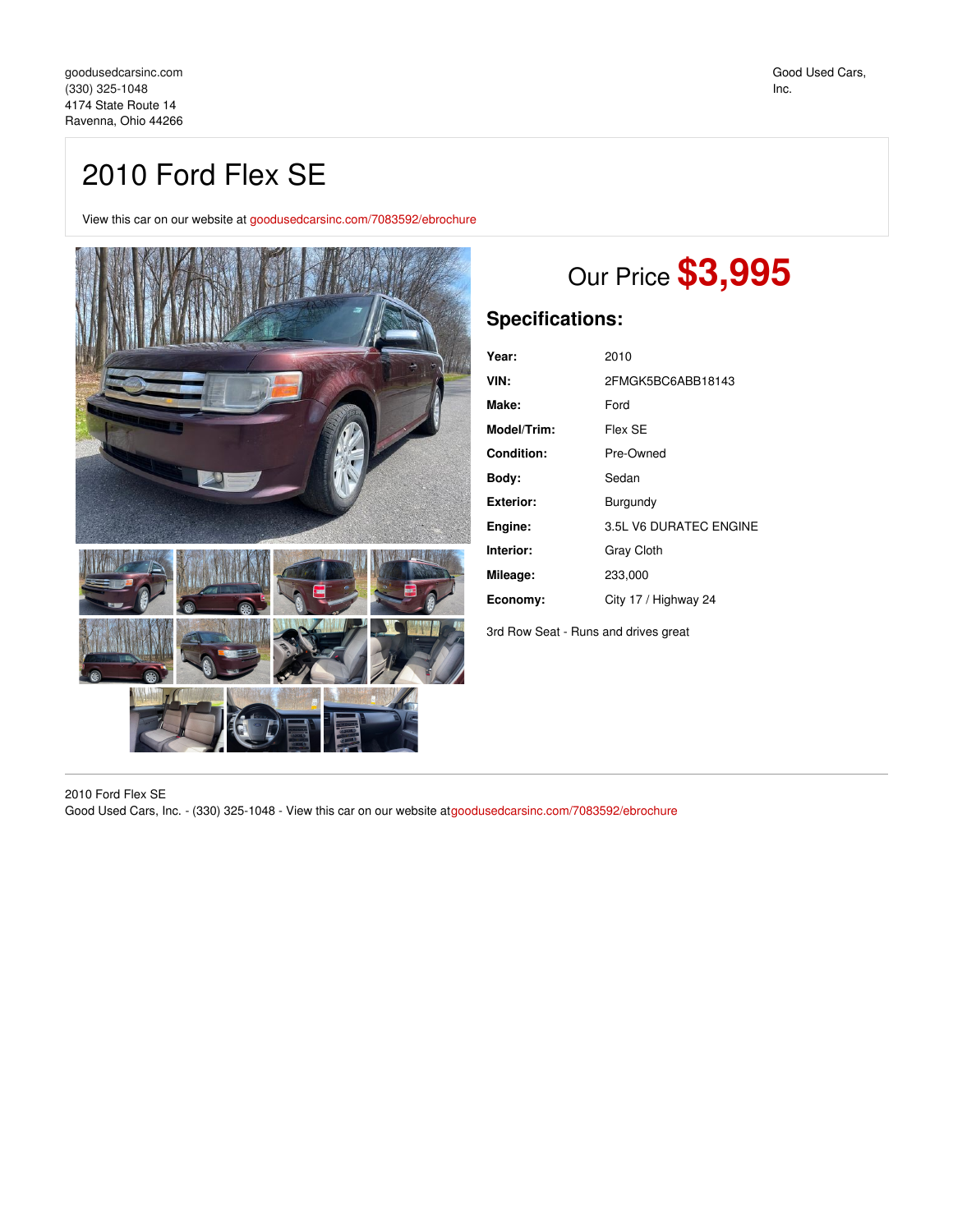goodusedcarsinc.com
(330) 325-1048
4174 State Route 14
Ravenna, Ohio 44266

Good Used Cars, Inc.

# 2010 Ford Flex SE

View this car on our website at goodusedcarsinc.com/7083592/ebrochure

Our Price **$3,995**

## Specifications:

| | |
|---|---|
| **Year:** | 2010 |
| **VIN:** | 2FMGK5BC6ABB18143 |
| **Make:** | Ford |
| **Model/Trim:** | Flex SE |
| **Condition:** | Pre-Owned |
| **Body:** | Sedan |
| **Exterior:** | Burgundy |
| **Engine:** | 3.5L V6 DURATEC ENGINE |
| **Interior:** | Gray Cloth |
| **Mileage:** | 233,000 |
| **Economy:** | City 17 / Highway 24 |

3rd Row Seat - Runs and drives great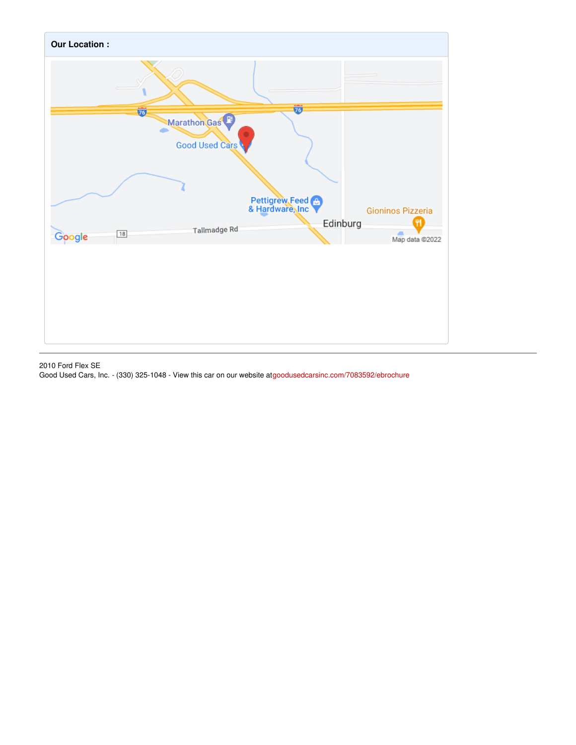**Our Location :**

---

2010 Ford Flex SE
Good Used Cars, Inc. - (330) 325-1048 - View this car on our website atgoodusedcarsinc.com/7083592/ebrochure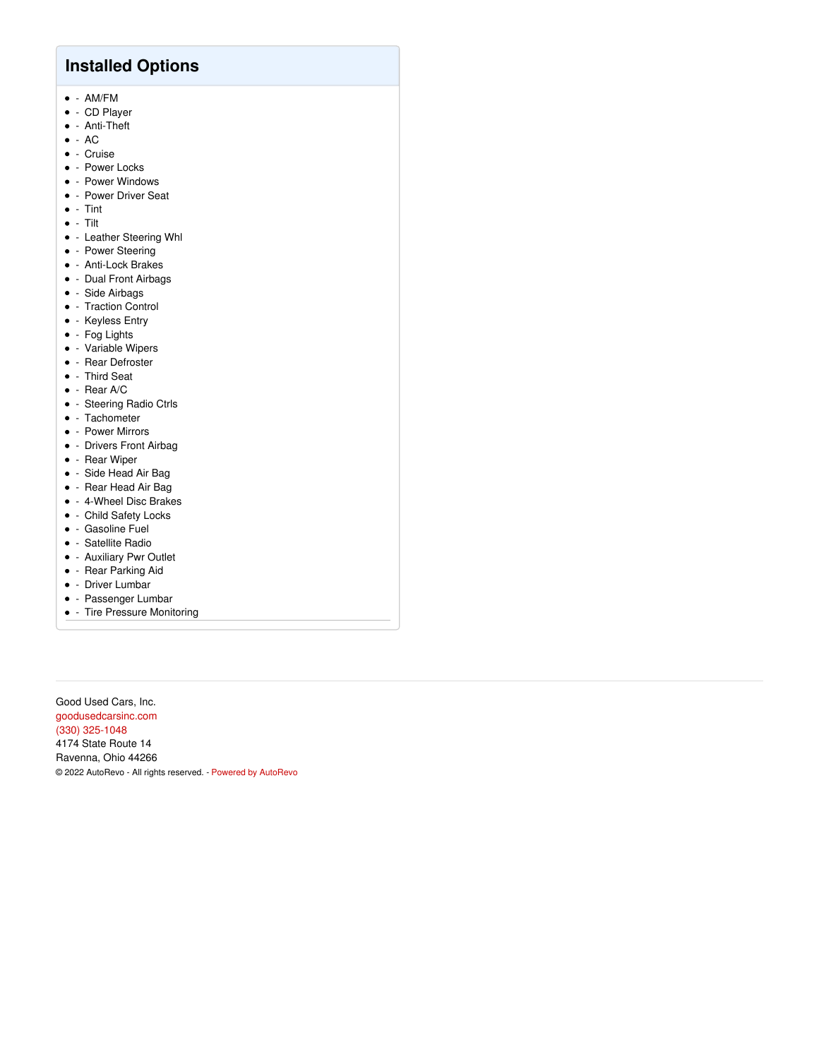## Installed Options

- - AM/FM
- - CD Player
- - Anti-Theft
- - AC
- - Cruise
- - Power Locks
- - Power Windows
- - Power Driver Seat
- - Tint
- - Tilt
- - Leather Steering Whl
- - Power Steering
- - Anti-Lock Brakes
- - Dual Front Airbags
- - Side Airbags
- - Traction Control
- - Keyless Entry
- - Fog Lights
- - Variable Wipers
- - Rear Defroster
- - Third Seat
- - Rear A/C
- - Steering Radio Ctrls
- - Tachometer
- - Power Mirrors
- - Drivers Front Airbag
- - Rear Wiper
- - Side Head Air Bag
- - Rear Head Air Bag
- - 4-Wheel Disc Brakes
- - Child Safety Locks
- - Gasoline Fuel
- - Satellite Radio
- - Auxiliary Pwr Outlet
- - Rear Parking Aid
- - Driver Lumbar
- - Passenger Lumbar
- - Tire Pressure Monitoring

---

Good Used Cars, Inc.
goodusedcarsinc.com
(330) 325-1048
4174 State Route 14
Ravenna, Ohio 44266

© 2022 AutoRevo - All rights reserved. - Powered by AutoRevo